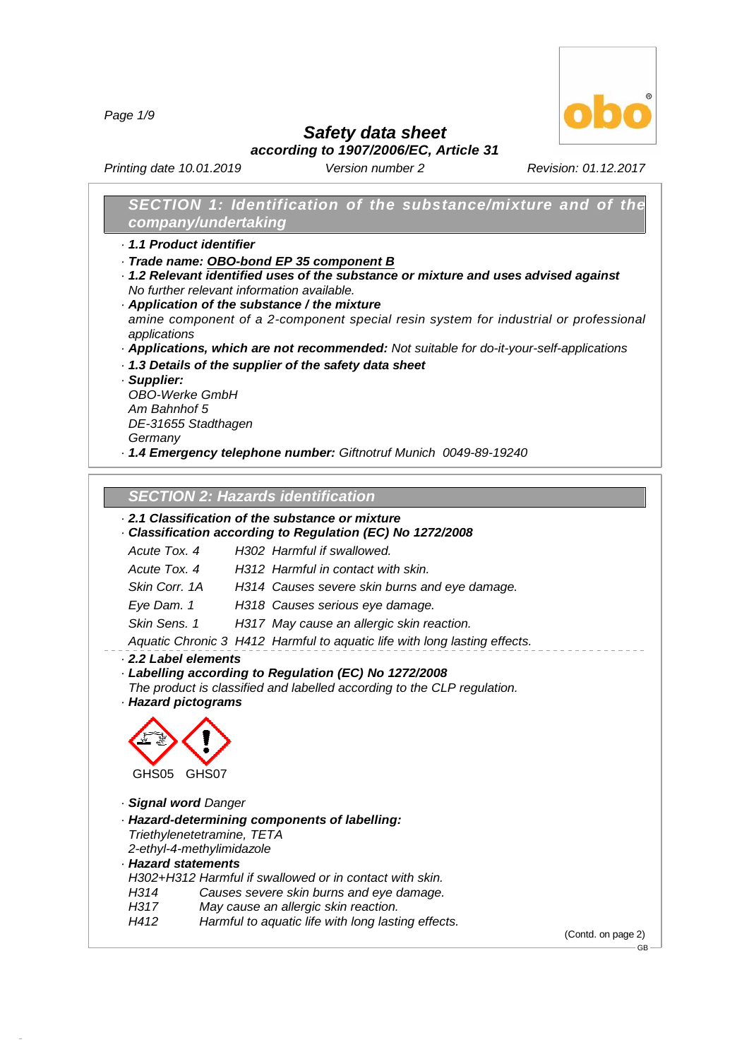# Safety data sheet

**according to 1907/2006/EC, Article 31**

*Printing date 10.01.2019* *Version number 2* *Revision: 01.12.2017*

## SECTION 1: Identification of the substance/mixture and of the company/undertaking

· **1.1 Product identifier**

· **Trade name: OBO-bond EP 35 component B**

· **1.2 Relevant identified uses of the substance or mixture and uses advised against**
No further relevant information available.

· **Application of the substance / the mixture**
amine component of a 2-component special resin system for industrial or professional applications

· **Applications, which are not recommended:** Not suitable for do-it-your-self-applications

· **1.3 Details of the supplier of the safety data sheet**

· **Supplier:**
OBO-Werke GmbH
Am Bahnhof 5
DE-31655 Stadthagen
Germany

· **1.4 Emergency telephone number:** Giftnotruf Munich 0049-89-19240

## SECTION 2: Hazards identification

· **2.1 Classification of the substance or mixture**

· **Classification according to Regulation (EC) No 1272/2008**

| | |
|---|---|
| Acute Tox. 4 | H302 Harmful if swallowed. |
| Acute Tox. 4 | H312 Harmful in contact with skin. |
| Skin Corr. 1A | H314 Causes severe skin burns and eye damage. |
| Eye Dam. 1 | H318 Causes serious eye damage. |
| Skin Sens. 1 | H317 May cause an allergic skin reaction. |
| Aquatic Chronic 3 | H412 Harmful to aquatic life with long lasting effects. |

· **2.2 Label elements**

· **Labelling according to Regulation (EC) No 1272/2008**
The product is classified and labelled according to the CLP regulation.

· **Hazard pictograms**

GHS05 GHS07

· **Signal word** Danger

· **Hazard-determining components of labelling:**
Triethylenetetramine, TETA
2-ethyl-4-methylimidazole

· **Hazard statements**

H302+H312 Harmful if swallowed or in contact with skin.
H314 Causes severe skin burns and eye damage.
H317 May cause an allergic skin reaction.
H412 Harmful to aquatic life with long lasting effects.

(Contd. on page 2)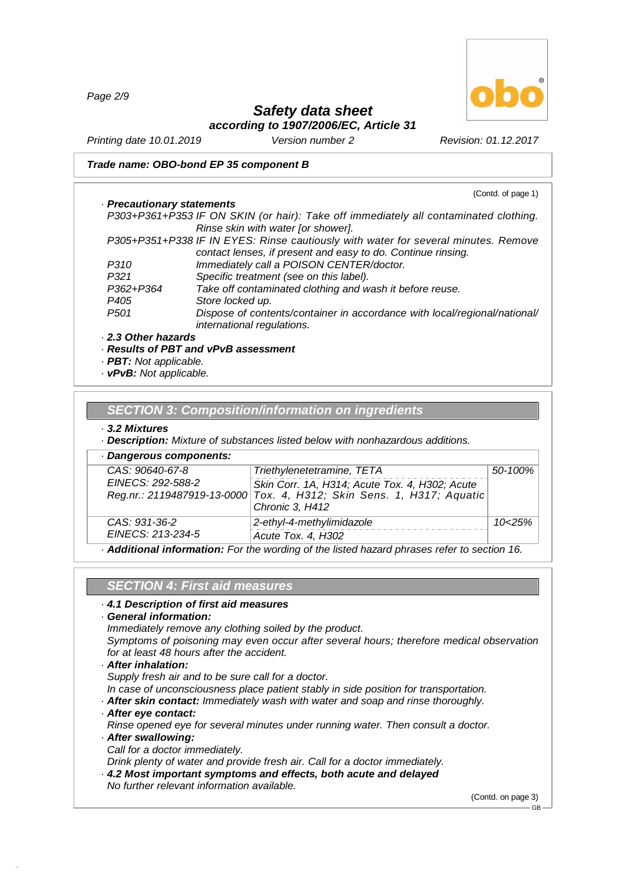**Trade name: OBO-bond EP 35 component B**

(Contd. of page 1)

· **Precautionary statements**

P303+P361+P353 IF ON SKIN (or hair): Take off immediately all contaminated clothing. Rinse skin with water [or shower].
P305+P351+P338 IF IN EYES: Rinse cautiously with water for several minutes. Remove contact lenses, if present and easy to do. Continue rinsing.
P310 Immediately call a POISON CENTER/doctor.
P321 Specific treatment (see on this label).
P362+P364 Take off contaminated clothing and wash it before reuse.
P405 Store locked up.
P501 Dispose of contents/container in accordance with local/regional/national/international regulations.

· **2.3 Other hazards**
· **Results of PBT and vPvB assessment**
· **PBT:** Not applicable.
· **vPvB:** Not applicable.

## SECTION 3: Composition/information on ingredients

· **3.2 Mixtures**
· **Description:** Mixture of substances listed below with nonhazardous additions.

| · **Dangerous components:** | | |
|---|---|---|
| CAS: 90640-67-8<br>EINECS: 292-588-2<br>Reg.nr.: 2119487919-13-0000 | Triethylenetetramine, TETA<br>Skin Corr. 1A, H314; Acute Tox. 4, H302; Acute Tox. 4, H312; Skin Sens. 1, H317; Aquatic Chronic 3, H412 | 50-100% |
| CAS: 931-36-2<br>EINECS: 213-234-5 | 2-ethyl-4-methylimidazole<br>Acute Tox. 4, H302 | 10<25% |

· **Additional information:** For the wording of the listed hazard phrases refer to section 16.

## SECTION 4: First aid measures

· **4.1 Description of first aid measures**
· **General information:**
Immediately remove any clothing soiled by the product.
Symptoms of poisoning may even occur after several hours; therefore medical observation for at least 48 hours after the accident.
· **After inhalation:**
Supply fresh air and to be sure call for a doctor.
In case of unconsciousness place patient stably in side position for transportation.
· **After skin contact:** Immediately wash with water and soap and rinse thoroughly.
· **After eye contact:**
Rinse opened eye for several minutes under running water. Then consult a doctor.
· **After swallowing:**
Call for a doctor immediately.
Drink plenty of water and provide fresh air. Call for a doctor immediately.
· **4.2 Most important symptoms and effects, both acute and delayed**
No further relevant information available.

(Contd. on page 3)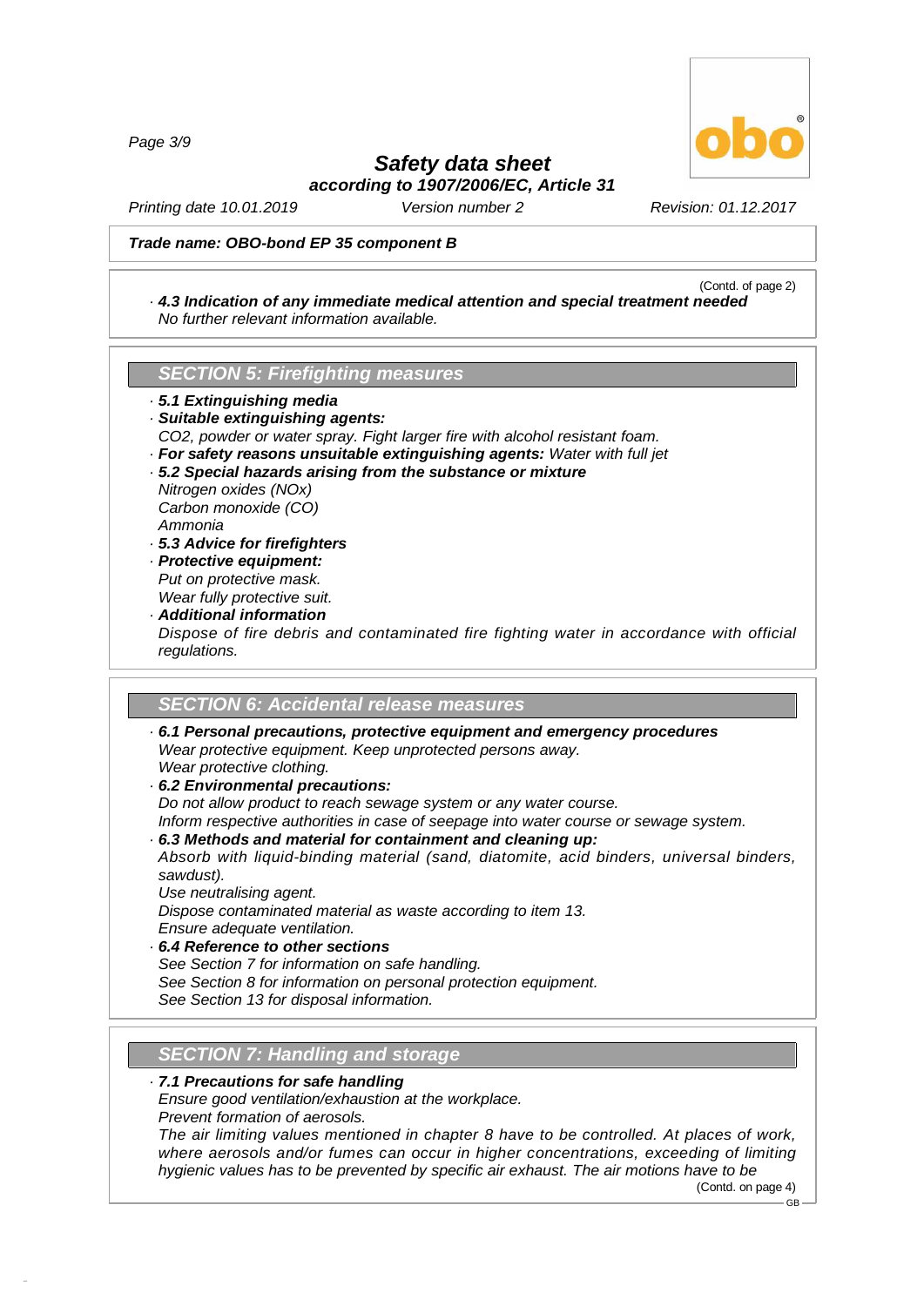**Trade name: OBO-bond EP 35 component B**

(Contd. of page 2)

· ***4.3 Indication of any immediate medical attention and special treatment needed***
*No further relevant information available.*

## SECTION 5: Firefighting measures

· ***5.1 Extinguishing media***
· ***Suitable extinguishing agents:***
*$CO_2$, powder or water spray. Fight larger fire with alcohol resistant foam.*
· ***For safety reasons unsuitable extinguishing agents:*** *Water with full jet*
· ***5.2 Special hazards arising from the substance or mixture***
*Nitrogen oxides (NOx)*
*Carbon monoxide (CO)*
*Ammonia*
· ***5.3 Advice for firefighters***
· ***Protective equipment:***
*Put on protective mask.*
*Wear fully protective suit.*
· ***Additional information***
*Dispose of fire debris and contaminated fire fighting water in accordance with official regulations.*

## SECTION 6: Accidental release measures

· ***6.1 Personal precautions, protective equipment and emergency procedures***
*Wear protective equipment. Keep unprotected persons away.*
*Wear protective clothing.*
· ***6.2 Environmental precautions:***
*Do not allow product to reach sewage system or any water course.*
*Inform respective authorities in case of seepage into water course or sewage system.*
· ***6.3 Methods and material for containment and cleaning up:***
*Absorb with liquid-binding material (sand, diatomite, acid binders, universal binders, sawdust).*
*Use neutralising agent.*
*Dispose contaminated material as waste according to item 13.*
*Ensure adequate ventilation.*
· ***6.4 Reference to other sections***
*See Section 7 for information on safe handling.*
*See Section 8 for information on personal protection equipment.*
*See Section 13 for disposal information.*

## SECTION 7: Handling and storage

· ***7.1 Precautions for safe handling***
*Ensure good ventilation/exhaustion at the workplace.*
*Prevent formation of aerosols.*
*The air limiting values mentioned in chapter 8 have to be controlled. At places of work, where aerosols and/or fumes can occur in higher concentrations, exceeding of limiting hygienic values has to be prevented by specific air exhaust. The air motions have to be*

(Contd. on page 4)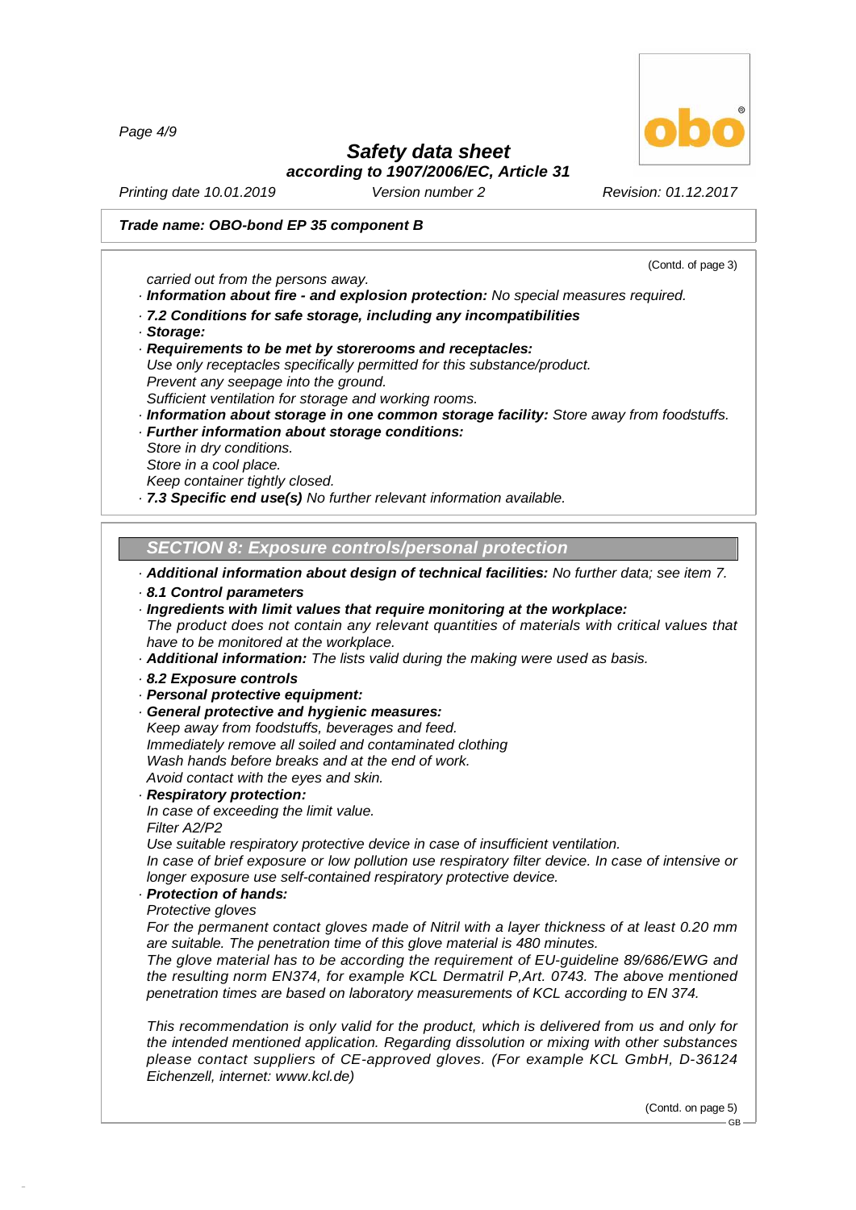**Trade name: OBO-bond EP 35 component B**

(Contd. of page 3)

carried out from the persons away.

· ***Information about fire - and explosion protection:*** *No special measures required.*

· ***7.2 Conditions for safe storage, including any incompatibilities***

· ***Storage:***

· ***Requirements to be met by storerooms and receptacles:***
*Use only receptacles specifically permitted for this substance/product.*
*Prevent any seepage into the ground.*
*Sufficient ventilation for storage and working rooms.*

· ***Information about storage in one common storage facility:*** *Store away from foodstuffs.*

· ***Further information about storage conditions:***
*Store in dry conditions.*
*Store in a cool place.*
*Keep container tightly closed.*

· ***7.3 Specific end use(s)*** *No further relevant information available.*

## SECTION 8: Exposure controls/personal protection

· ***Additional information about design of technical facilities:*** *No further data; see item 7.*

· ***8.1 Control parameters***

· ***Ingredients with limit values that require monitoring at the workplace:***
*The product does not contain any relevant quantities of materials with critical values that have to be monitored at the workplace.*

· ***Additional information:*** *The lists valid during the making were used as basis.*

· ***8.2 Exposure controls***

· ***Personal protective equipment:***

· ***General protective and hygienic measures:***
*Keep away from foodstuffs, beverages and feed.*
*Immediately remove all soiled and contaminated clothing*
*Wash hands before breaks and at the end of work.*
*Avoid contact with the eyes and skin.*

· ***Respiratory protection:***
*In case of exceeding the limit value.*
*Filter A2/P2*
*Use suitable respiratory protective device in case of insufficient ventilation.*
*In case of brief exposure or low pollution use respiratory filter device. In case of intensive or longer exposure use self-contained respiratory protective device.*

· ***Protection of hands:***
*Protective gloves*
*For the permanent contact gloves made of Nitril with a layer thickness of at least 0.20 mm are suitable. The penetration time of this glove material is 480 minutes.*
*The glove material has to be according the requirement of EU-guideline 89/686/EWG and the resulting norm EN374, for example KCL Dermatril P,Art. 0743. The above mentioned penetration times are based on laboratory measurements of KCL according to EN 374.*

*This recommendation is only valid for the product, which is delivered from us and only for the intended mentioned application. Regarding dissolution or mixing with other substances please contact suppliers of CE-approved gloves. (For example KCL GmbH, D-36124 Eichenzell, internet: www.kcl.de)*

(Contd. on page 5)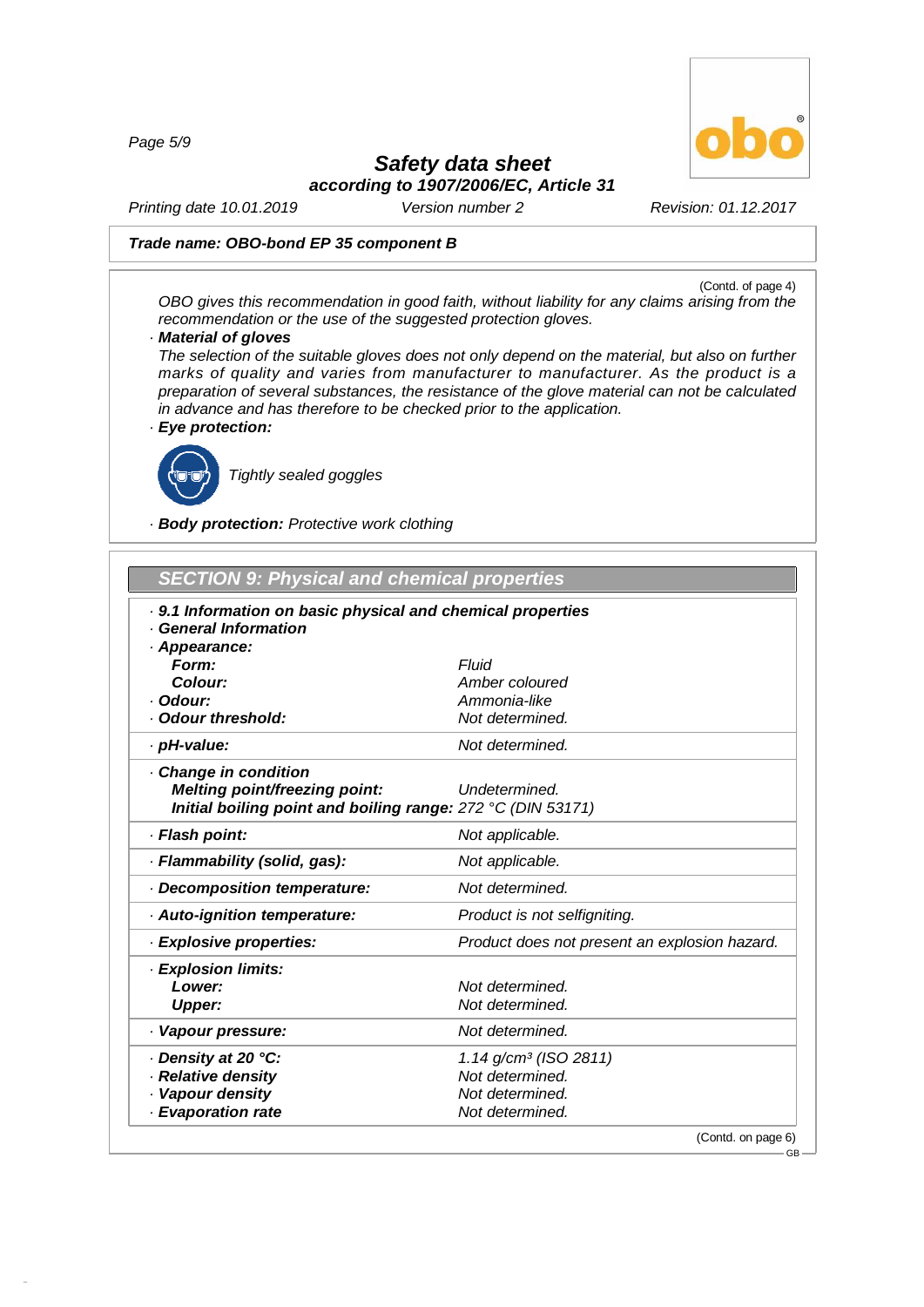**Trade name: OBO-bond EP 35 component B**

(Contd. of page 4)

*OBO gives this recommendation in good faith, without liability for any claims arising from the recommendation or the use of the suggested protection gloves.*

· **Material of gloves**

*The selection of the suitable gloves does not only depend on the material, but also on further marks of quality and varies from manufacturer to manufacturer. As the product is a preparation of several substances, the resistance of the glove material can not be calculated in advance and has therefore to be checked prior to the application.*

· **Eye protection:**

*Tightly sealed goggles*

· **Body protection:** *Protective work clothing*

## SECTION 9: Physical and chemical properties

· **9.1 Information on basic physical and chemical properties**

· **General Information**

| Property | Value |
|---|---|
| · **Appearance:** | |
| **Form:** | *Fluid* |
| **Colour:** | *Amber coloured* |
| · **Odour:** | *Ammonia-like* |
| · **Odour threshold:** | *Not determined.* |
| · **pH-value:** | *Not determined.* |
| · **Change in condition** | |
| **Melting point/freezing point:** | *Undetermined.* |
| **Initial boiling point and boiling range:** | *272 °C (DIN 53171)* |
| · **Flash point:** | *Not applicable.* |
| · **Flammability (solid, gas):** | *Not applicable.* |
| · **Decomposition temperature:** | *Not determined.* |
| · **Auto-ignition temperature:** | *Product is not selfigniting.* |
| · **Explosive properties:** | *Product does not present an explosion hazard.* |
| · **Explosion limits:** | |
| **Lower:** | *Not determined.* |
| **Upper:** | *Not determined.* |
| · **Vapour pressure:** | *Not determined.* |
| · **Density at 20 °C:** | *1.14 g/cm³ (ISO 2811)* |
| · **Relative density** | *Not determined.* |
| · **Vapour density** | *Not determined.* |
| · **Evaporation rate** | *Not determined.* |

(Contd. on page 6)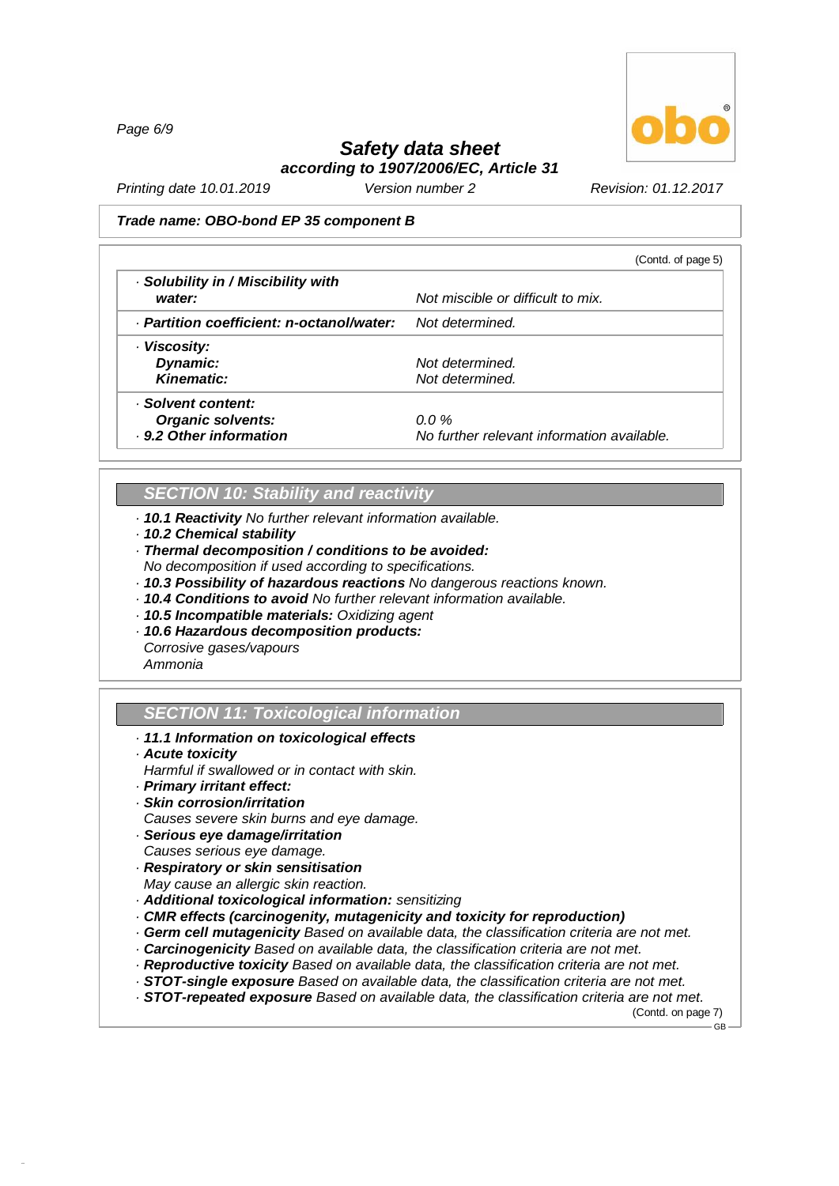**Safety data sheet**
**according to 1907/2006/EC, Article 31**

Printing date 10.01.2019 Version number 2 Revision: 01.12.2017

**Trade name: OBO-bond EP 35 component B**

(Contd. of page 5)

| | |
|---|---|
| · **Solubility in / Miscibility with water:** | Not miscible or difficult to mix. |
| · **Partition coefficient: n-octanol/water:** | Not determined. |
| · **Viscosity:** | |
| **Dynamic:** | Not determined. |
| **Kinematic:** | Not determined. |
| · **Solvent content:** | |
| **Organic solvents:** | 0.0 % |
| · **9.2 Other information** | No further relevant information available. |

## SECTION 10: Stability and reactivity

- **10.1 Reactivity** No further relevant information available.
- **10.2 Chemical stability**
- **Thermal decomposition / conditions to be avoided:**
  No decomposition if used according to specifications.
- **10.3 Possibility of hazardous reactions** No dangerous reactions known.
- **10.4 Conditions to avoid** No further relevant information available.
- **10.5 Incompatible materials:** Oxidizing agent
- **10.6 Hazardous decomposition products:**
  Corrosive gases/vapours
  Ammonia

## SECTION 11: Toxicological information

- **11.1 Information on toxicological effects**
- **Acute toxicity**
  Harmful if swallowed or in contact with skin.
- **Primary irritant effect:**
- **Skin corrosion/irritation**
  Causes severe skin burns and eye damage.
- **Serious eye damage/irritation**
  Causes serious eye damage.
- **Respiratory or skin sensitisation**
  May cause an allergic skin reaction.
- **Additional toxicological information:** sensitizing
- **CMR effects (carcinogenity, mutagenicity and toxicity for reproduction)**
- **Germ cell mutagenicity** Based on available data, the classification criteria are not met.
- **Carcinogenicity** Based on available data, the classification criteria are not met.
- **Reproductive toxicity** Based on available data, the classification criteria are not met.
- **STOT-single exposure** Based on available data, the classification criteria are not met.
- **STOT-repeated exposure** Based on available data, the classification criteria are not met.

(Contd. on page 7)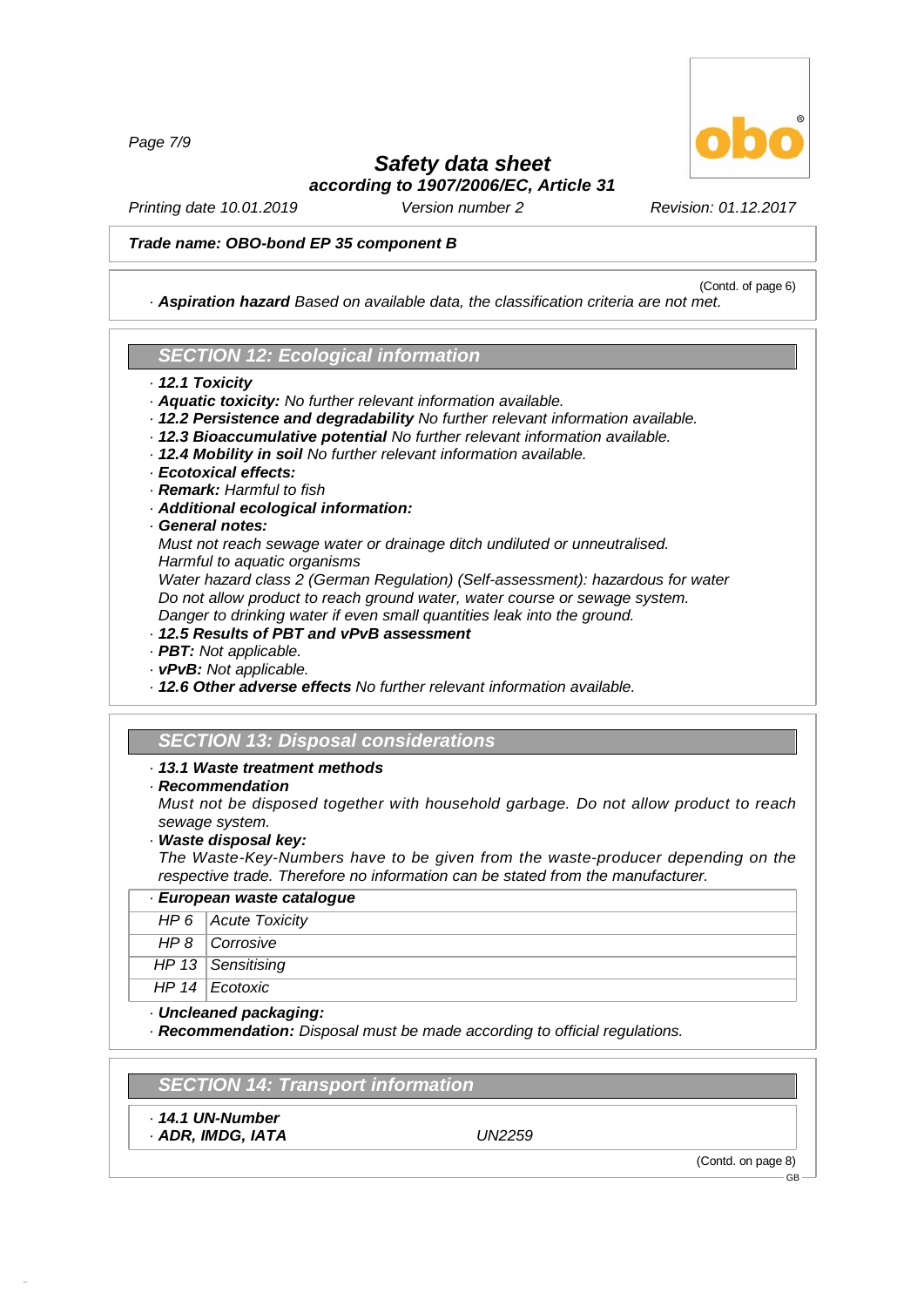**Trade name: OBO-bond EP 35 component B**

(Contd. of page 6)

· **Aspiration hazard** Based on available data, the classification criteria are not met.

## SECTION 12: Ecological information

· **12.1 Toxicity**
· **Aquatic toxicity:** No further relevant information available.
· **12.2 Persistence and degradability** No further relevant information available.
· **12.3 Bioaccumulative potential** No further relevant information available.
· **12.4 Mobility in soil** No further relevant information available.
· **Ecotoxical effects:**
· **Remark:** Harmful to fish
· **Additional ecological information:**
· **General notes:**
Must not reach sewage water or drainage ditch undiluted or unneutralised.
Harmful to aquatic organisms
Water hazard class 2 (German Regulation) (Self-assessment): hazardous for water
Do not allow product to reach ground water, water course or sewage system.
Danger to drinking water if even small quantities leak into the ground.
· **12.5 Results of PBT and vPvB assessment**
· **PBT:** Not applicable.
· **vPvB:** Not applicable.
· **12.6 Other adverse effects** No further relevant information available.

## SECTION 13: Disposal considerations

· **13.1 Waste treatment methods**
· **Recommendation**
Must not be disposed together with household garbage. Do not allow product to reach sewage system.
· **Waste disposal key:**
The Waste-Key-Numbers have to be given from the waste-producer depending on the respective trade. Therefore no information can be stated from the manufacturer.

| · European waste catalogue | |
|---|---|
| HP 6 | Acute Toxicity |
| HP 8 | Corrosive |
| HP 13 | Sensitising |
| HP 14 | Ecotoxic |

· **Uncleaned packaging:**
· **Recommendation:** Disposal must be made according to official regulations.

## SECTION 14: Transport information

· **14.1 UN-Number**
· **ADR, IMDG, IATA** UN2259

(Contd. on page 8)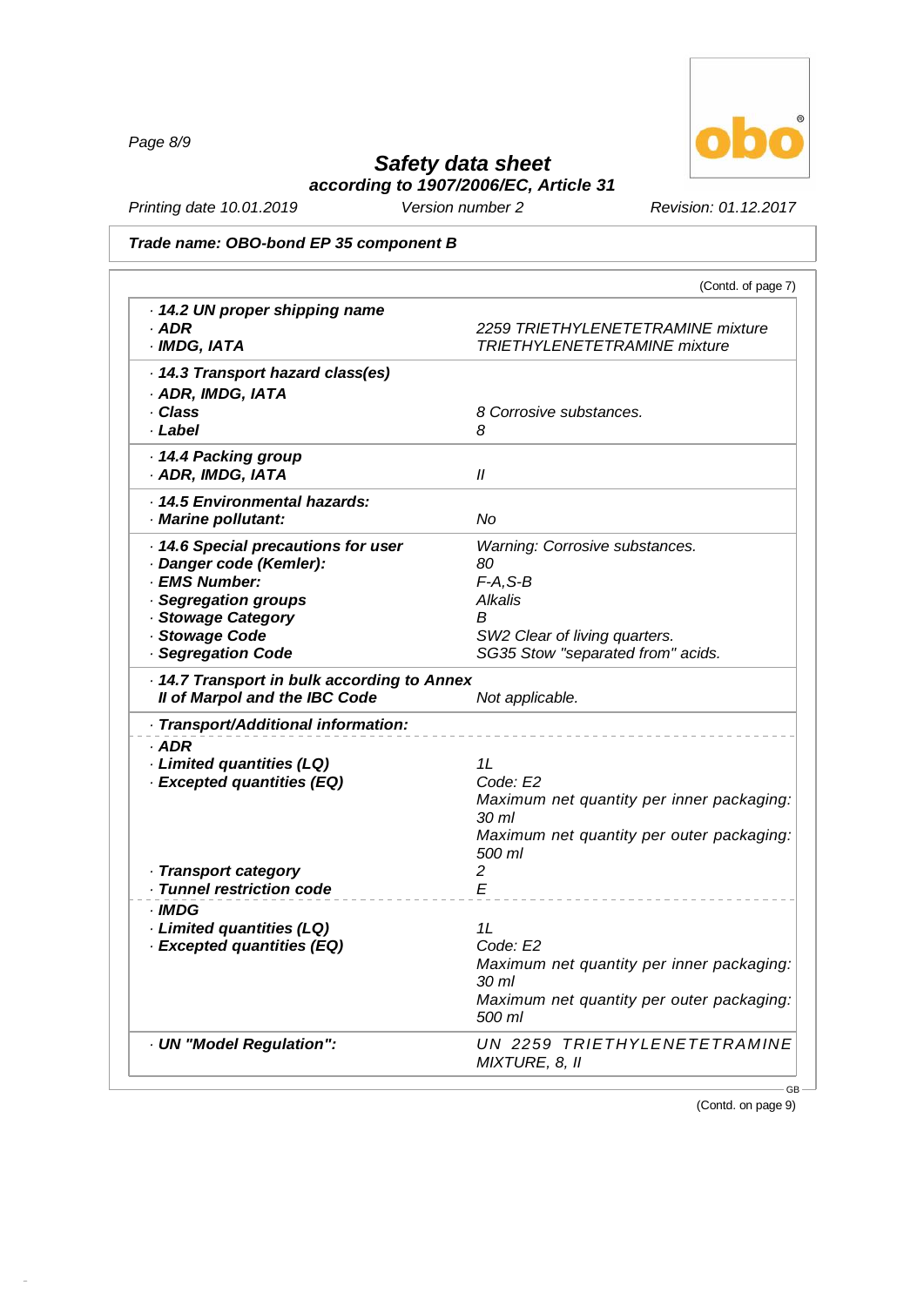# Safety data sheet

**according to 1907/2006/EC, Article 31**

Printing date 10.01.2019 — Version number 2 — Revision: 01.12.2017

**Trade name: OBO-bond EP 35 component B**

(Contd. of page 7)

| | |
|---|---|
| **· 14.2 UN proper shipping name** | |
| **· ADR** | 2259 TRIETHYLENETETRAMINE mixture |
| **· IMDG, IATA** | TRIETHYLENETETRAMINE mixture |
| **· 14.3 Transport hazard class(es)** | |
| **· ADR, IMDG, IATA** | |
| **· Class** | 8 Corrosive substances. |
| **· Label** | 8 |
| **· 14.4 Packing group** | |
| **· ADR, IMDG, IATA** | II |
| **· 14.5 Environmental hazards:** | |
| **· Marine pollutant:** | No |
| **· 14.6 Special precautions for user** | Warning: Corrosive substances. |
| **· Danger code (Kemler):** | 80 |
| **· EMS Number:** | F-A,S-B |
| **· Segregation groups** | Alkalis |
| **· Stowage Category** | B |
| **· Stowage Code** | SW2 Clear of living quarters. |
| **· Segregation Code** | SG35 Stow "separated from" acids. |
| **· 14.7 Transport in bulk according to Annex II of Marpol and the IBC Code** | Not applicable. |
| **· Transport/Additional information:** | |
| **· ADR** | |
| **· Limited quantities (LQ)** | 1L |
| **· Excepted quantities (EQ)** | Code: E2<br>Maximum net quantity per inner packaging: 30 ml<br>Maximum net quantity per outer packaging: 500 ml |
| **· Transport category** | 2 |
| **· Tunnel restriction code** | E |
| **· IMDG** | |
| **· Limited quantities (LQ)** | 1L |
| **· Excepted quantities (EQ)** | Code: E2<br>Maximum net quantity per inner packaging: 30 ml<br>Maximum net quantity per outer packaging: 500 ml |
| **· UN "Model Regulation":** | UN 2259 TRIETHYLENETETRAMINE MIXTURE, 8, II |

(Contd. on page 9)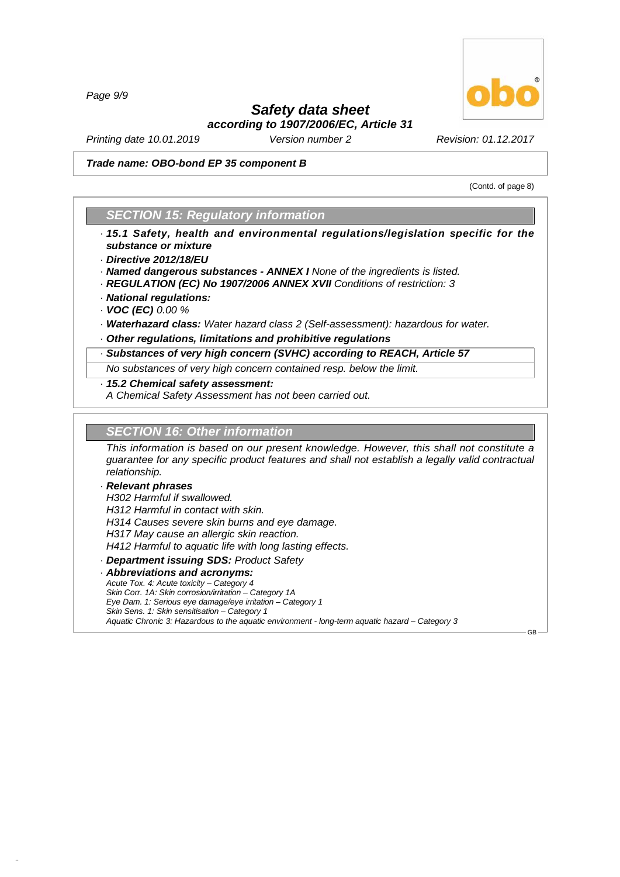# Safety data sheet

**according to 1907/2006/EC, Article 31**

*Printing date 10.01.2019* *Version number 2* *Revision: 01.12.2017*

**Trade name: OBO-bond EP 35 component B**

(Contd. of page 8)

## SECTION 15: Regulatory information

- **15.1 Safety, health and environmental regulations/legislation specific for the substance or mixture**
- **Directive 2012/18/EU**
- **Named dangerous substances - ANNEX I** None of the ingredients is listed.
- **REGULATION (EC) No 1907/2006 ANNEX XVII** Conditions of restriction: 3
- **National regulations:**
- **VOC (EC)** 0.00 %
- **Waterhazard class:** Water hazard class 2 (Self-assessment): hazardous for water.
- **Other regulations, limitations and prohibitive regulations**
- **Substances of very high concern (SVHC) according to REACH, Article 57**

  No substances of very high concern contained resp. below the limit.
- **15.2 Chemical safety assessment:**

  A Chemical Safety Assessment has not been carried out.

## SECTION 16: Other information

This information is based on our present knowledge. However, this shall not constitute a guarantee for any specific product features and shall not establish a legally valid contractual relationship.

- **Relevant phrases**

  H302 Harmful if swallowed.
  H312 Harmful in contact with skin.
  H314 Causes severe skin burns and eye damage.
  H317 May cause an allergic skin reaction.
  H412 Harmful to aquatic life with long lasting effects.
- **Department issuing SDS:** Product Safety
- **Abbreviations and acronyms:**

  Acute Tox. 4: Acute toxicity – Category 4
  Skin Corr. 1A: Skin corrosion/irritation – Category 1A
  Eye Dam. 1: Serious eye damage/eye irritation – Category 1
  Skin Sens. 1: Skin sensitisation – Category 1
  Aquatic Chronic 3: Hazardous to the aquatic environment - long-term aquatic hazard – Category 3

GB